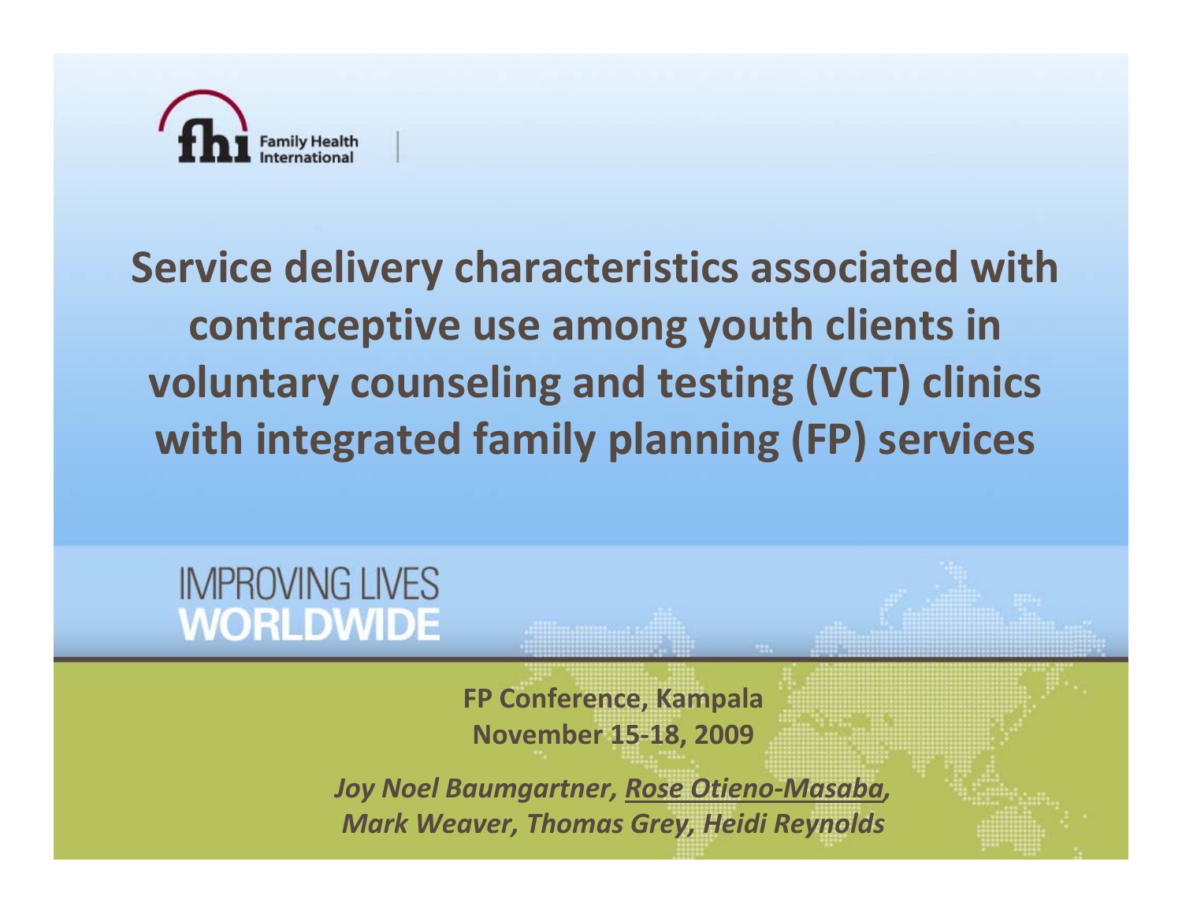Family Health International

# Service delivery characteristics associated with contraceptive use among youth clients in voluntary counseling and testing (VCT) clinics with integrated family planning (FP) services

IMPROVING LIVES
WORLDWIDE

**FP Conference, Kampala**
**November 15-18, 2009**

***Joy Noel Baumgartner, Rose Otieno-Masaba, Mark Weaver, Thomas Grey, Heidi Reynolds***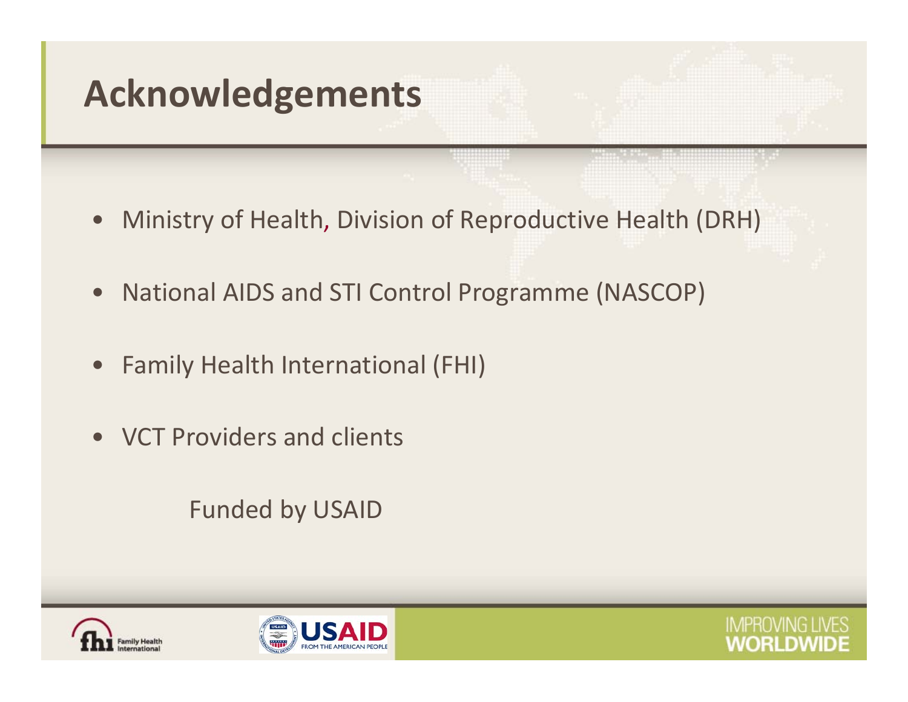# Acknowledgements

- Ministry of Health, Division of Reproductive Health (DRH)
- National AIDS and STI Control Programme (NASCOP)
- Family Health International (FHI)
- VCT Providers and clients

Funded by USAID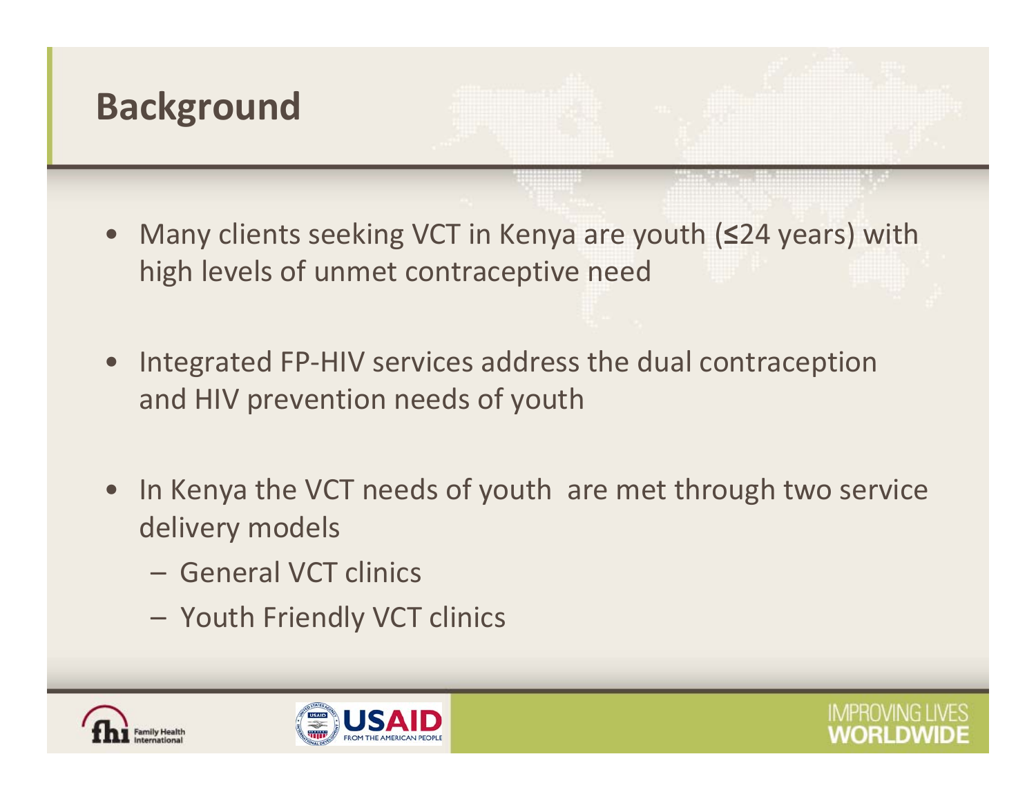# Background

- Many clients seeking VCT in Kenya are youth (≤24 years) with high levels of unmet contraceptive need

- Integrated FP-HIV services address the dual contraception and HIV prevention needs of youth

- In Kenya the VCT needs of youth are met through two service delivery models
  - General VCT clinics
  - Youth Friendly VCT clinics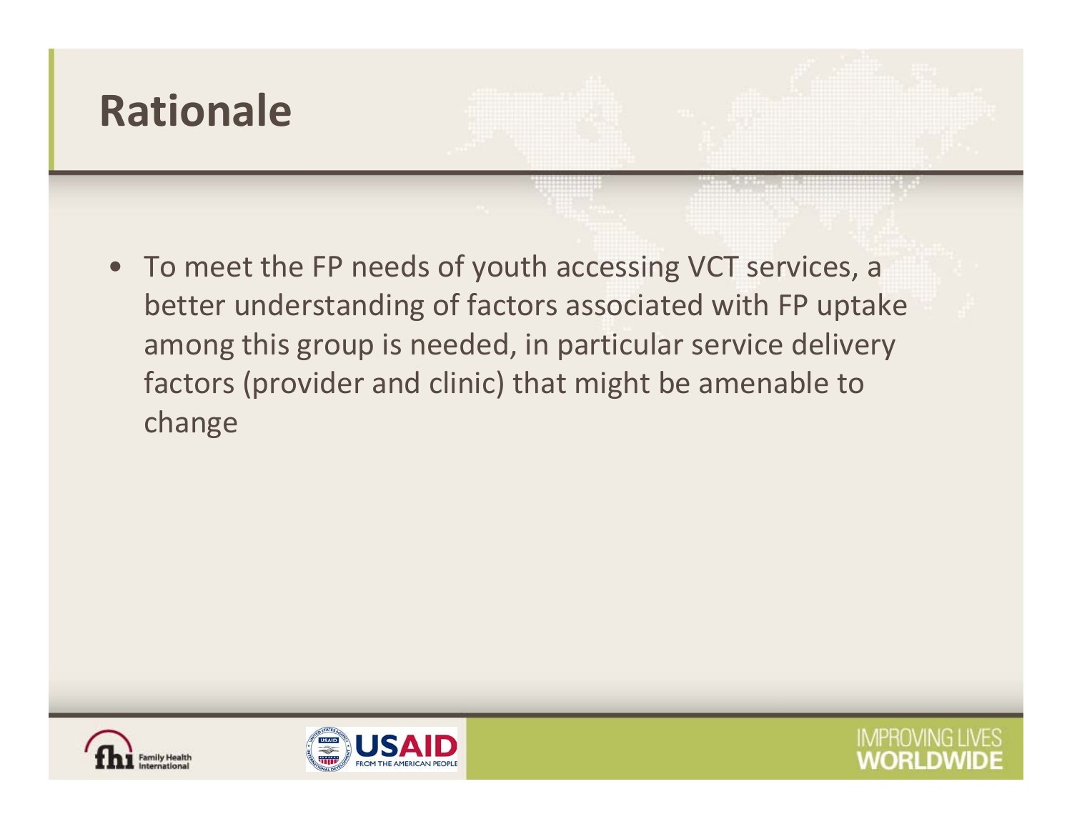# Rationale

- To meet the FP needs of youth accessing VCT services, a better understanding of factors associated with FP uptake among this group is needed, in particular service delivery factors (provider and clinic) that might be amenable to change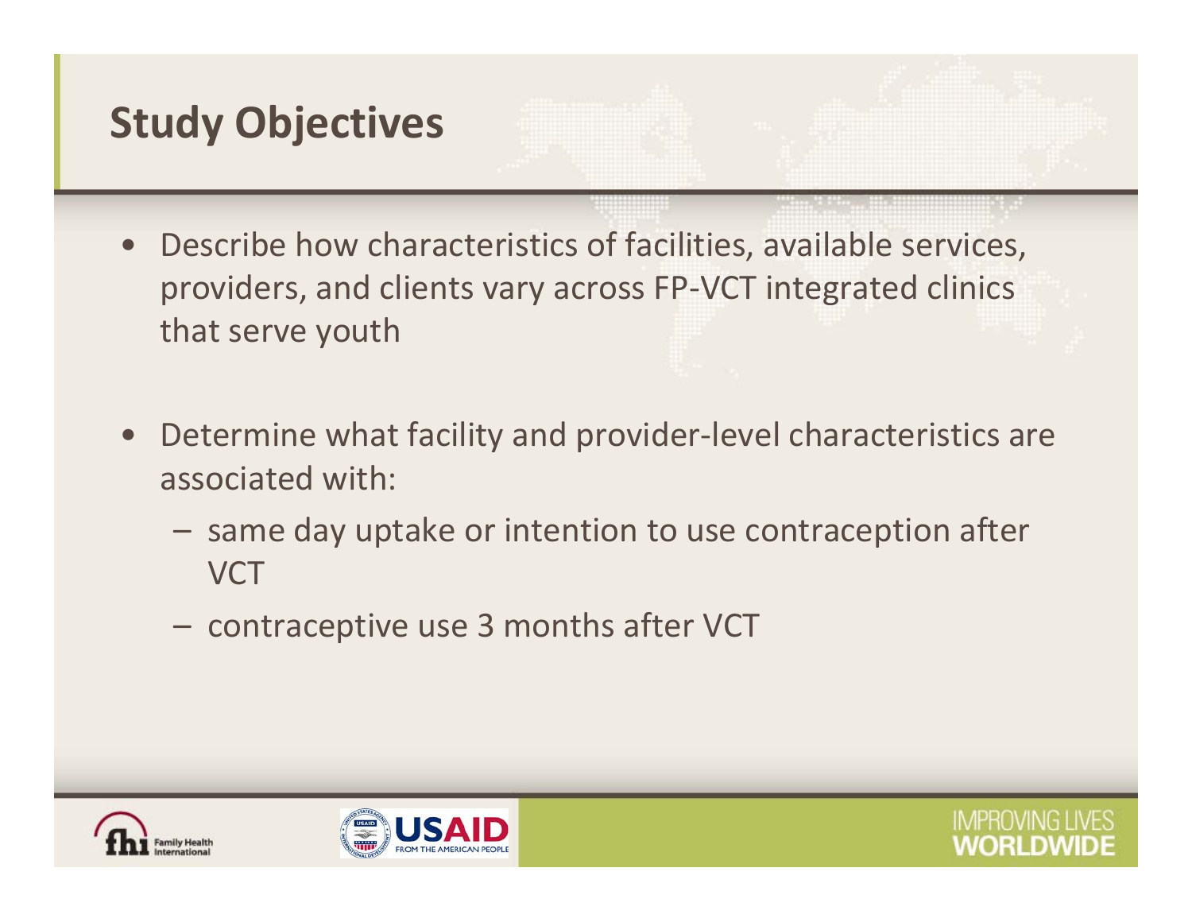# Study Objectives

- Describe how characteristics of facilities, available services, providers, and clients vary across FP-VCT integrated clinics that serve youth
- Determine what facility and provider-level characteristics are associated with:
  - same day uptake or intention to use contraception after VCT
  - contraceptive use 3 months after VCT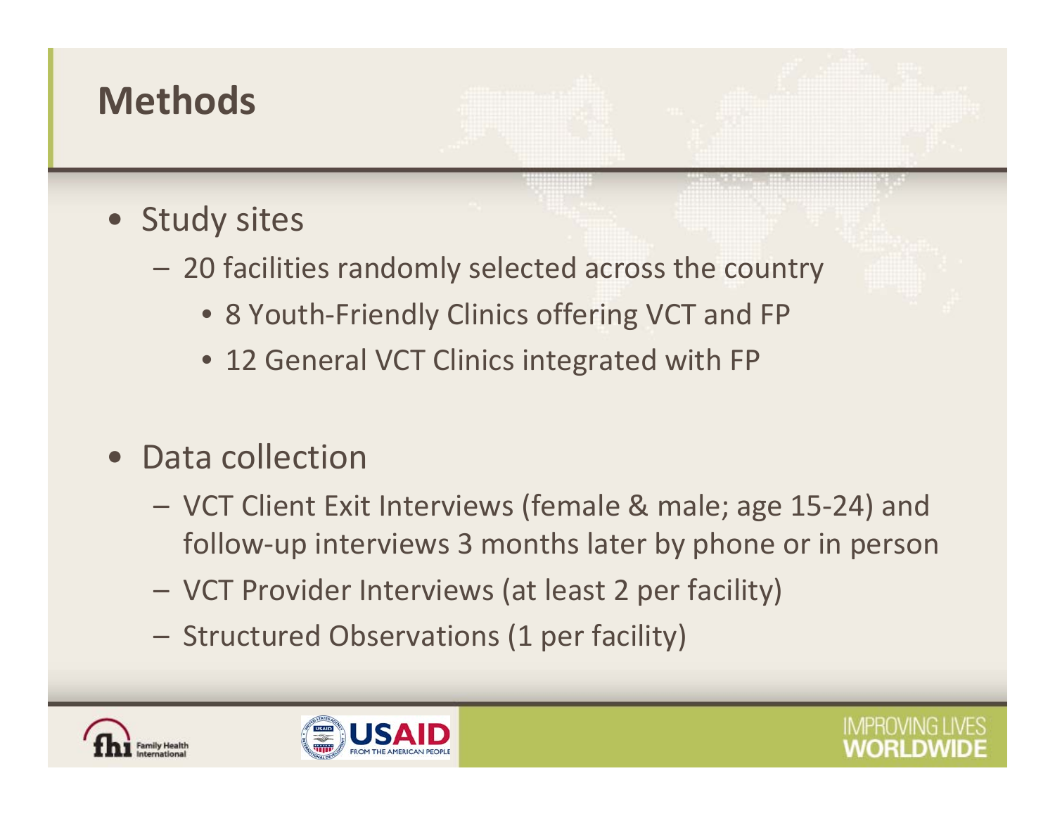# Methods

- Study sites
  - 20 facilities randomly selected across the country
    - 8 Youth-Friendly Clinics offering VCT and FP
    - 12 General VCT Clinics integrated with FP

- Data collection
  - VCT Client Exit Interviews (female & male; age 15-24) and follow-up interviews 3 months later by phone or in person
  - VCT Provider Interviews (at least 2 per facility)
  - Structured Observations (1 per facility)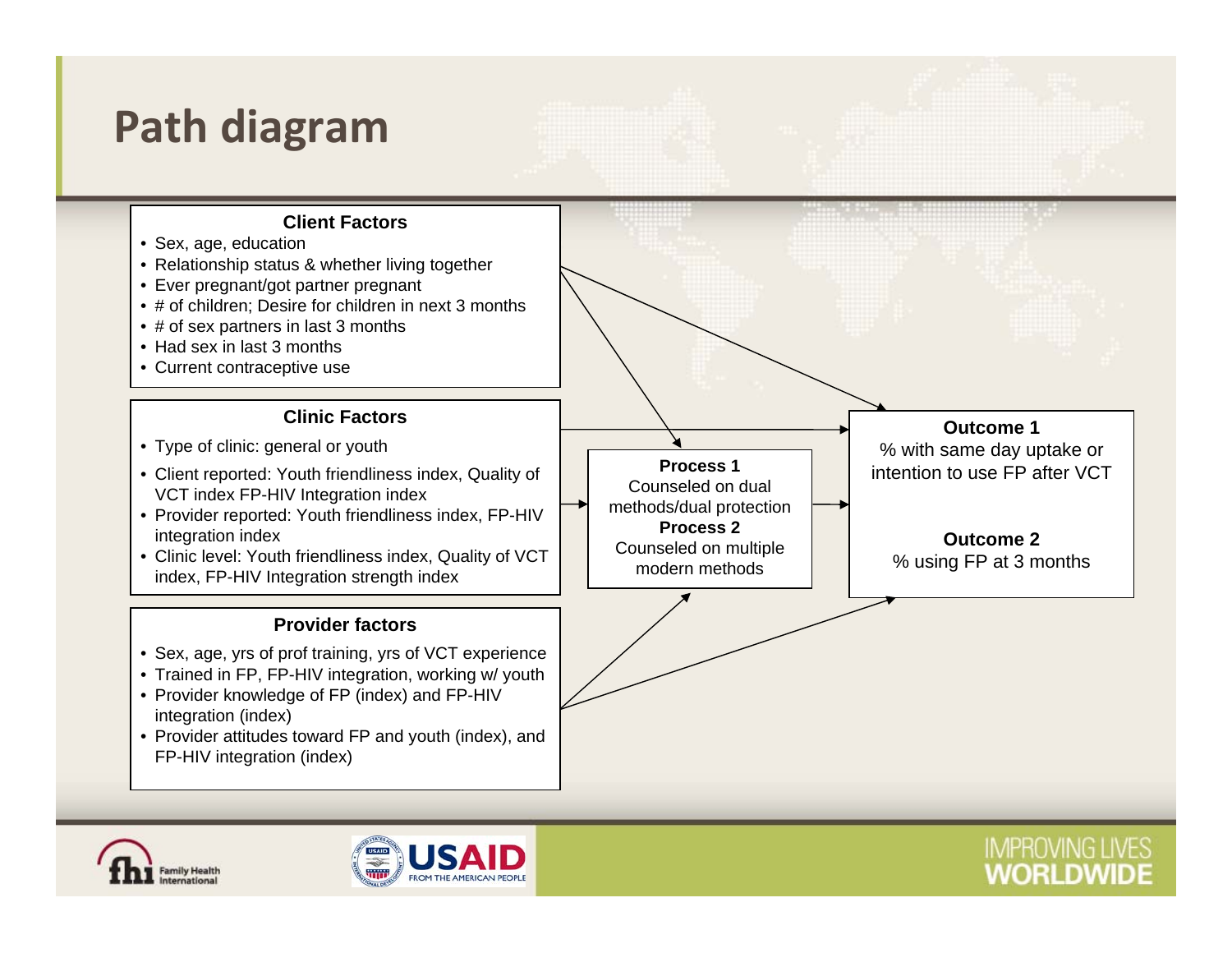# Path diagram

**Client Factors**

- Sex, age, education
- Relationship status & whether living together
- Ever pregnant/got partner pregnant
- # of children; Desire for children in next 3 months
- # of sex partners in last 3 months
- Had sex in last 3 months
- Current contraceptive use

**Clinic Factors**

- Type of clinic: general or youth
- Client reported: Youth friendliness index, Quality of VCT index FP-HIV Integration index
- Provider reported: Youth friendliness index, FP-HIV integration index
- Clinic level: Youth friendliness index, Quality of VCT index, FP-HIV Integration strength index

**Provider factors**

- Sex, age, yrs of prof training, yrs of VCT experience
- Trained in FP, FP-HIV integration, working w/ youth
- Provider knowledge of FP (index) and FP-HIV integration (index)
- Provider attitudes toward FP and youth (index), and FP-HIV integration (index)

**Process 1**
Counseled on dual methods/dual protection

**Process 2**
Counseled on multiple modern methods

**Outcome 1**
% with same day uptake or intention to use FP after VCT

**Outcome 2**
% using FP at 3 months

IMPROVING LIVES WORLDWIDE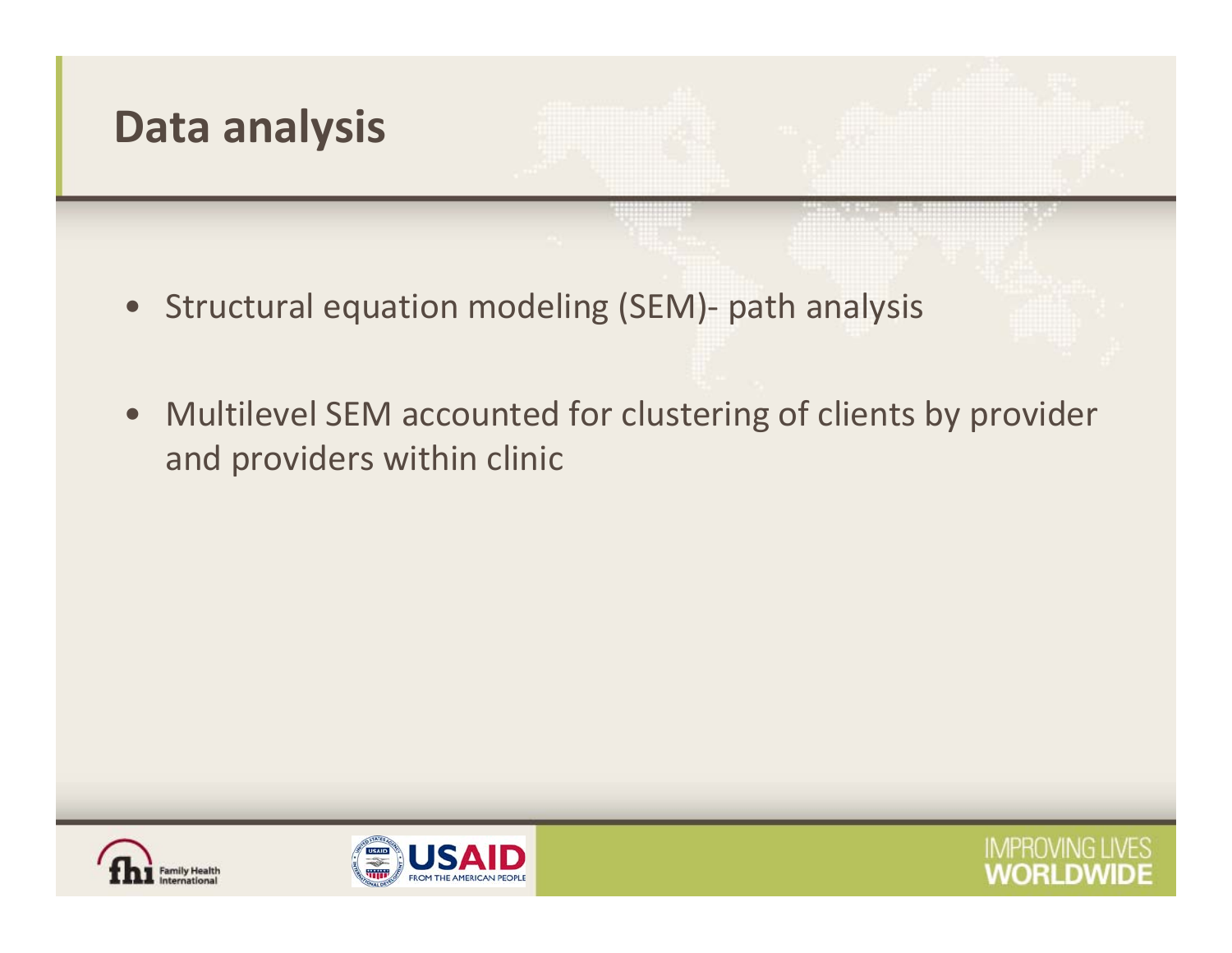# Data analysis

- Structural equation modeling (SEM)- path analysis
- Multilevel SEM accounted for clustering of clients by provider and providers within clinic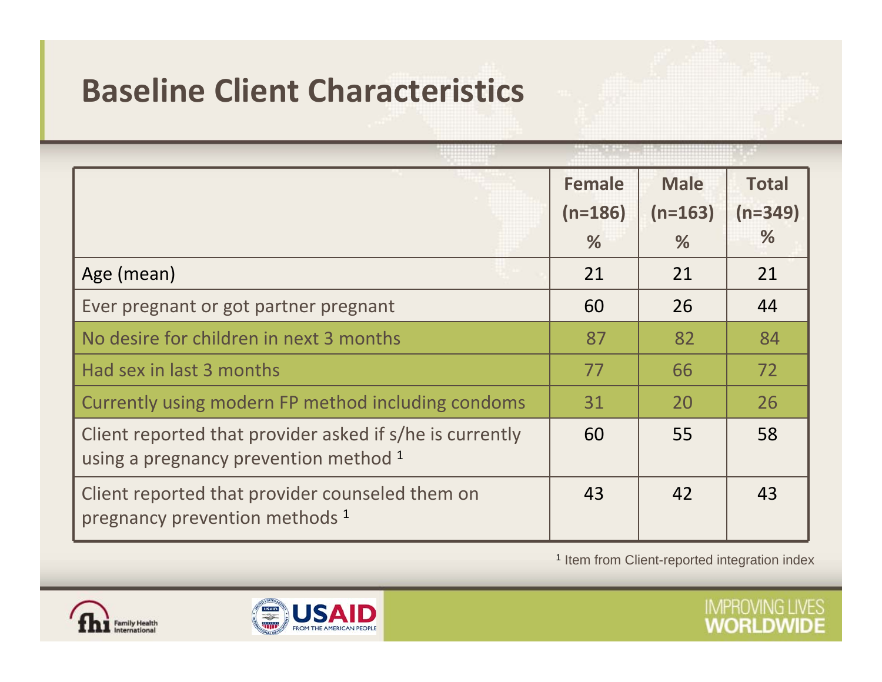# Baseline Client Characteristics

| | Female (n=186) % | Male (n=163) % | Total (n=349) % |
|---|---|---|---|
| Age (mean) | 21 | 21 | 21 |
| Ever pregnant or got partner pregnant | 60 | 26 | 44 |
| No desire for children in next 3 months | 87 | 82 | 84 |
| Had sex in last 3 months | 77 | 66 | 72 |
| Currently using modern FP method including condoms | 31 | 20 | 26 |
| Client reported that provider asked if s/he is currently using a pregnancy prevention method [1] | 60 | 55 | 58 |
| Client reported that provider counseled them on pregnancy prevention methods [1] | 43 | 42 | 43 |

[1] Item from Client-reported integration index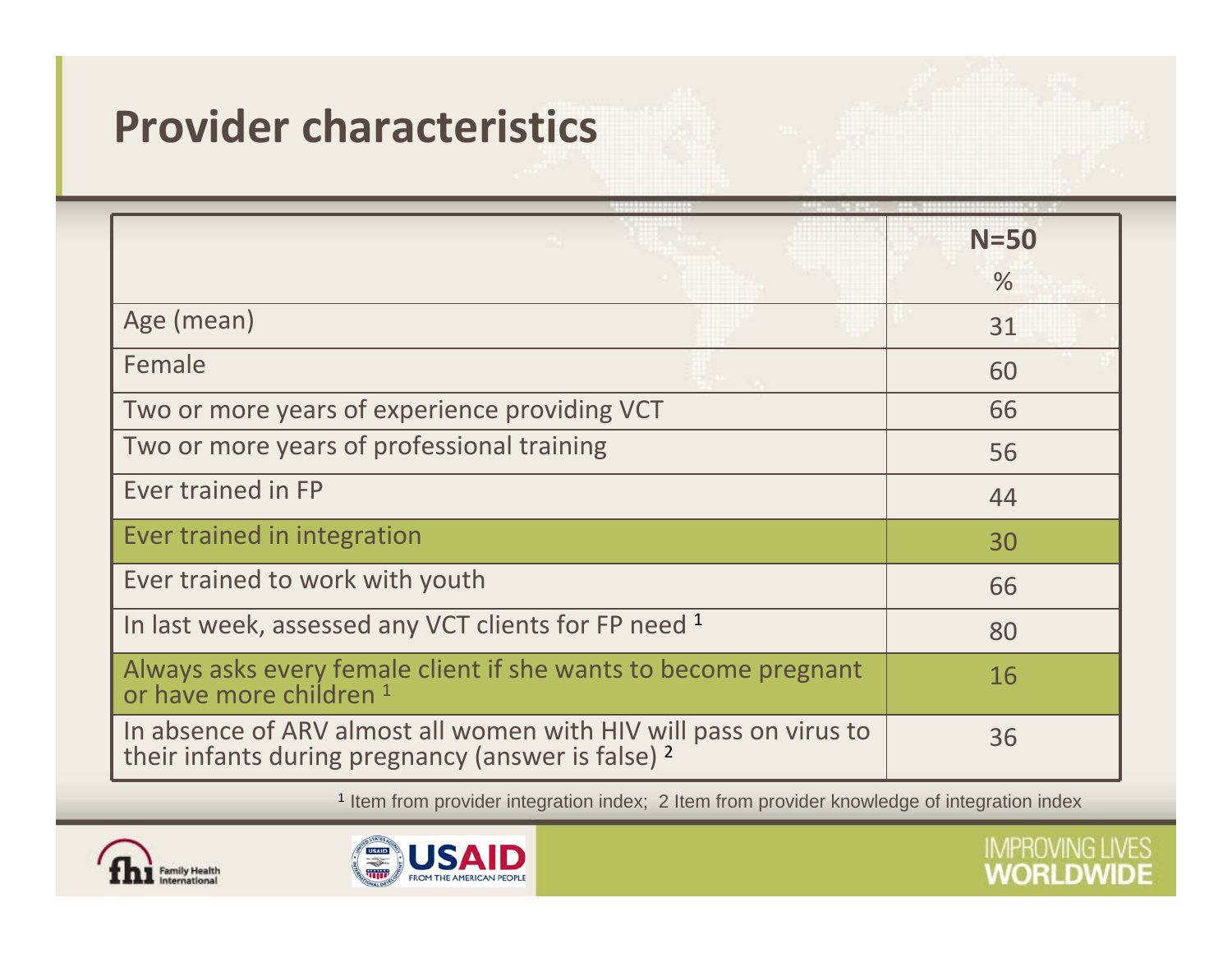# Provider characteristics

| | N=50 % |
|---|---|
| Age (mean) | 31 |
| Female | 60 |
| Two or more years of experience providing VCT | 66 |
| Two or more years of professional training | 56 |
| Ever trained in FP | 44 |
| Ever trained in integration | 30 |
| Ever trained to work with youth | 66 |
| In last week, assessed any VCT clients for FP need [1] | 80 |
| Always asks every female client if she wants to become pregnant or have more children [1] | 16 |
| In absence of ARV almost all women with HIV will pass on virus to their infants during pregnancy (answer is false) [2] | 36 |

[1] Item from provider integration index; 2 Item from provider knowledge of integration index

IMPROVING LIVES WORLDWIDE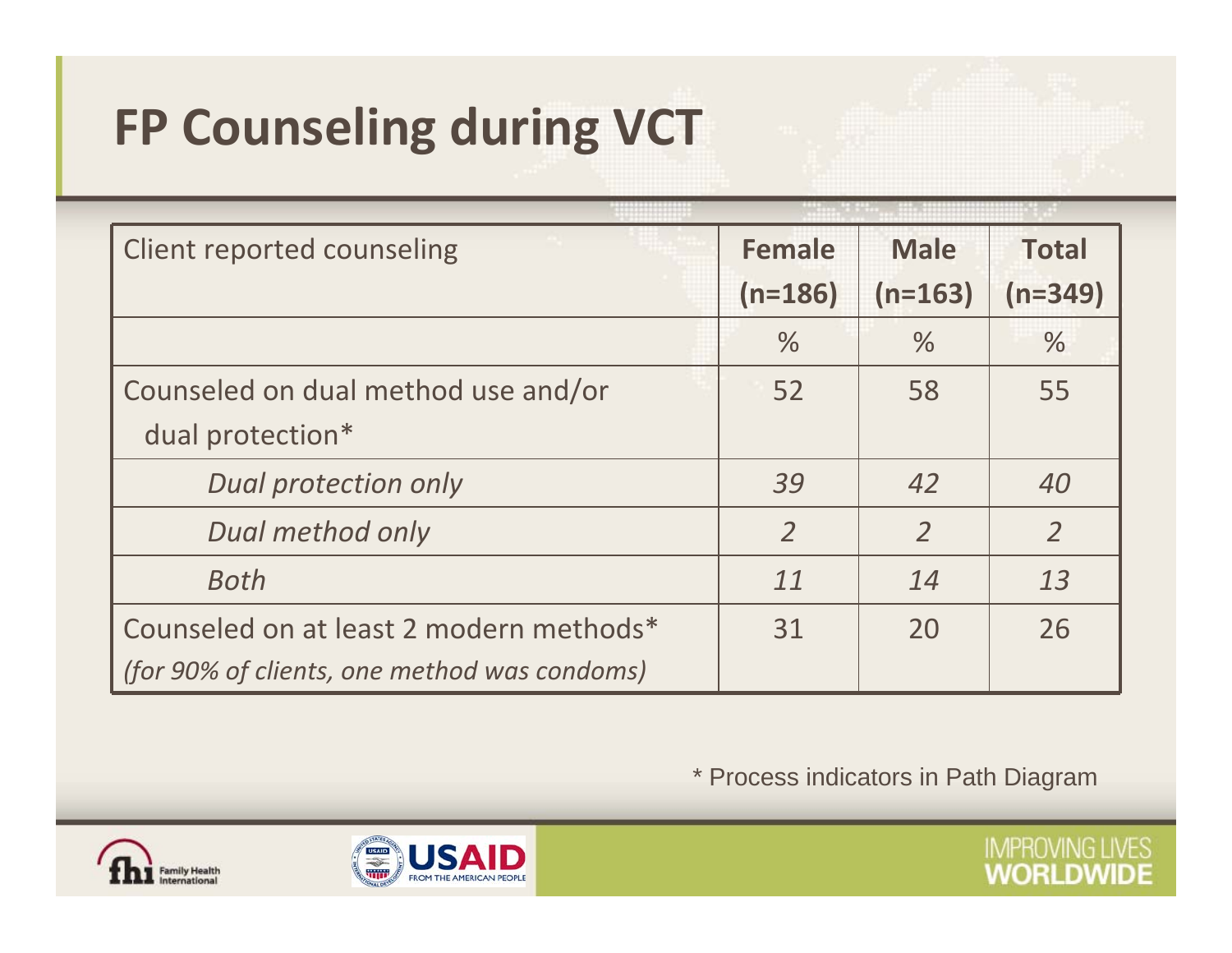# FP Counseling during VCT

| Client reported counseling | Female (n=186) | Male (n=163) | Total (n=349) |
|---|---|---|---|
| | % | % | % |
| Counseled on dual method use and/or dual protection* | 52 | 58 | 55 |
| *Dual protection only* | *39* | *42* | *40* |
| *Dual method only* | *2* | *2* | *2* |
| *Both* | *11* | *14* | *13* |
| Counseled on at least 2 modern methods* *(for 90% of clients, one method was condoms)* | 31 | 20 | 26 |

* Process indicators in Path Diagram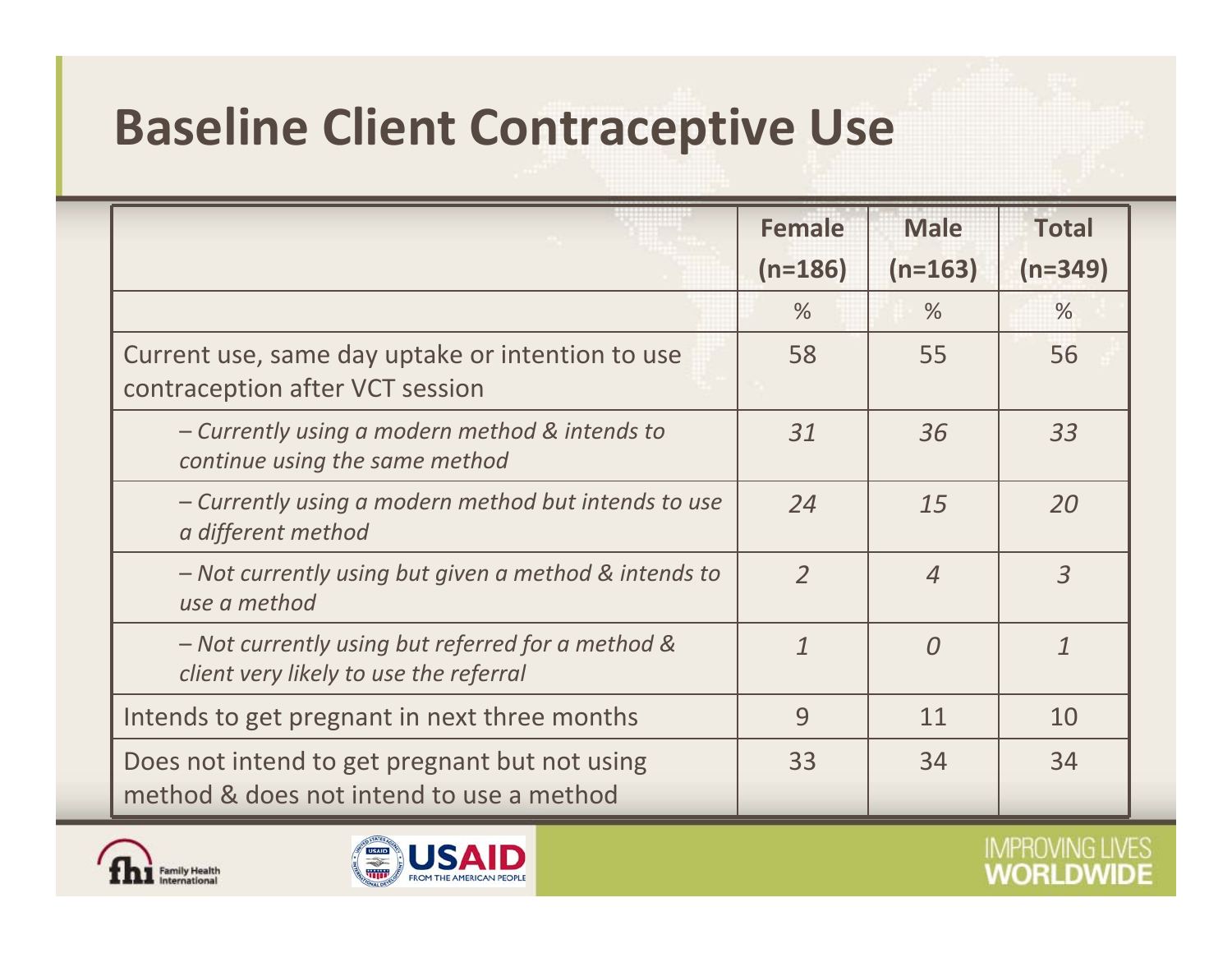# Baseline Client Contraceptive Use

| | Female (n=186) | Male (n=163) | Total (n=349) |
|---|---|---|---|
| | % | % | % |
| Current use, same day uptake or intention to use contraception after VCT session | 58 | 55 | 56 |
| *– Currently using a modern method & intends to continue using the same method* | *31* | *36* | *33* |
| *– Currently using a modern method but intends to use a different method* | *24* | *15* | *20* |
| *– Not currently using but given a method & intends to use a method* | *2* | *4* | *3* |
| *– Not currently using but referred for a method & client very likely to use the referral* | *1* | *0* | *1* |
| Intends to get pregnant in next three months | 9 | 11 | 10 |
| Does not intend to get pregnant but not using method & does not intend to use a method | 33 | 34 | 34 |

fhi Family Health International

USAID FROM THE AMERICAN PEOPLE

IMPROVING LIVES WORLDWIDE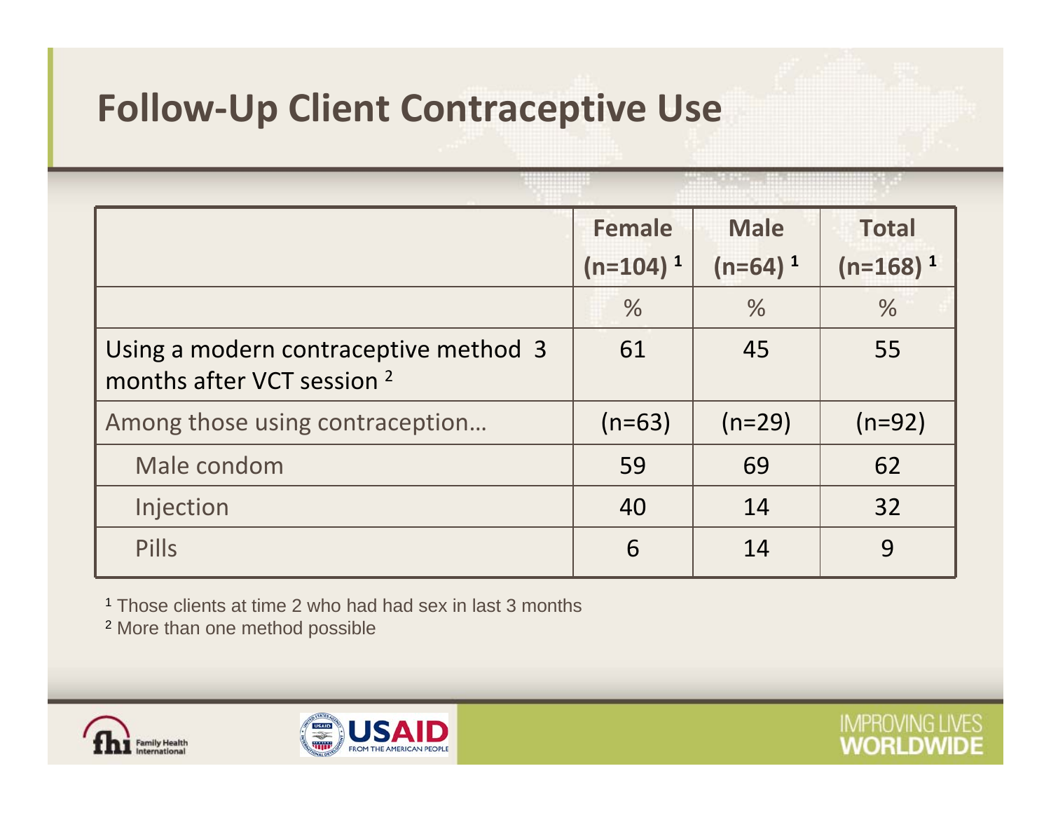# Follow-Up Client Contraceptive Use

| | Female (n=104) [1] | Male (n=64) [1] | Total (n=168) [1] |
|---|---|---|---|
| | % | % | % |
| Using a modern contraceptive method 3 months after VCT session [2] | 61 | 45 | 55 |
| Among those using contraception… | (n=63) | (n=29) | (n=92) |
| Male condom | 59 | 69 | 62 |
| Injection | 40 | 14 | 32 |
| Pills | 6 | 14 | 9 |

[1] Those clients at time 2 who had had sex in last 3 months

[2] More than one method possible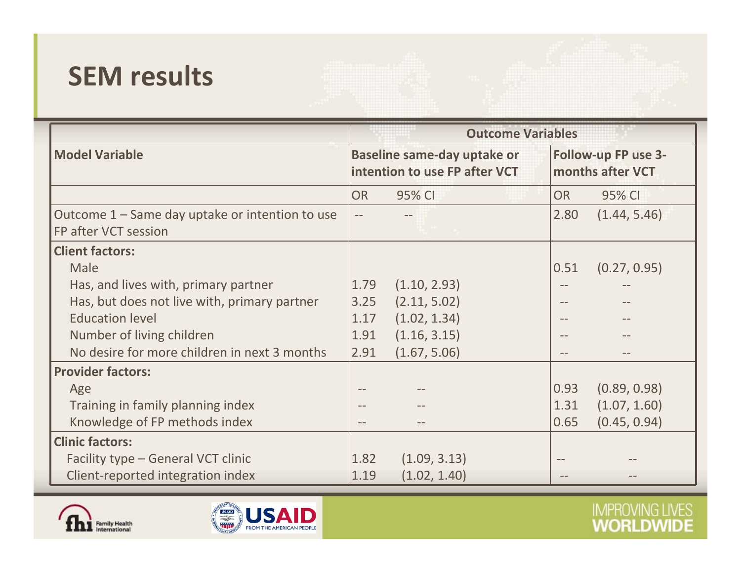# SEM results

| Model Variable | Outcome Variables | | | |
|---|---|---|---|---|
| | Baseline same-day uptake or intention to use FP after VCT | | Follow-up FP use 3-months after VCT | |
| | OR | 95% CI | OR | 95% CI |
| Outcome 1 – Same day uptake or intention to use FP after VCT session | -- | -- | 2.80 | (1.44, 5.46) |
| **Client factors:** | | | | |
| Male | | | 0.51 | (0.27, 0.95) |
| Has, and lives with, primary partner | 1.79 | (1.10, 2.93) | -- | -- |
| Has, but does not live with, primary partner | 3.25 | (2.11, 5.02) | -- | -- |
| Education level | 1.17 | (1.02, 1.34) | -- | -- |
| Number of living children | 1.91 | (1.16, 3.15) | -- | -- |
| No desire for more children in next 3 months | 2.91 | (1.67, 5.06) | -- | -- |
| **Provider factors:** | | | | |
| Age | -- | -- | 0.93 | (0.89, 0.98) |
| Training in family planning index | -- | -- | 1.31 | (1.07, 1.60) |
| Knowledge of FP methods index | -- | -- | 0.65 | (0.45, 0.94) |
| **Clinic factors:** | | | | |
| Facility type – General VCT clinic | 1.82 | (1.09, 3.13) | -- | -- |
| Client-reported integration index | 1.19 | (1.02, 1.40) | -- | -- |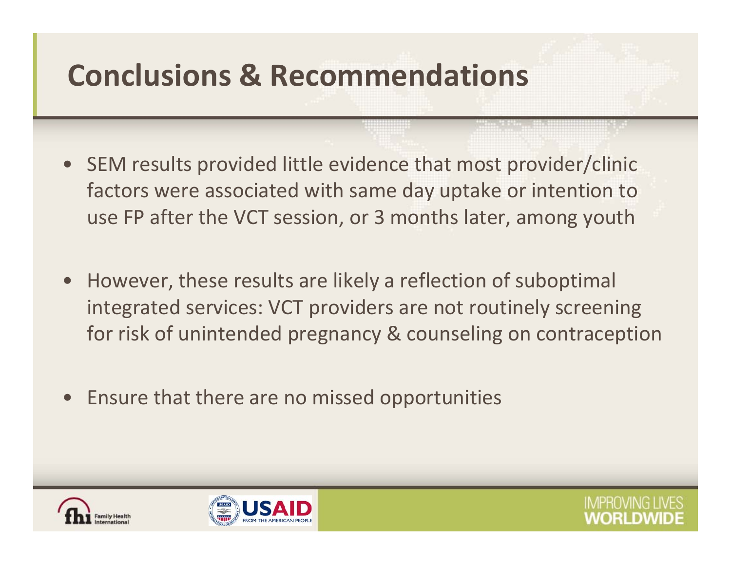# Conclusions & Recommendations

- SEM results provided little evidence that most provider/clinic factors were associated with same day uptake or intention to use FP after the VCT session, or 3 months later, among youth

- However, these results are likely a reflection of suboptimal integrated services: VCT providers are not routinely screening for risk of unintended pregnancy & counseling on contraception

- Ensure that there are no missed opportunities